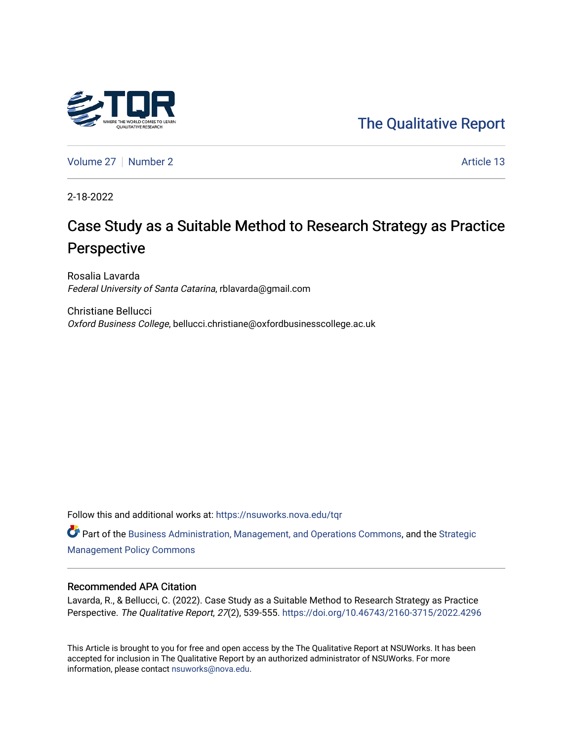The Qualitative Report

Volume 27 | Number 2 | Article 13

2-18-2022

# Case Study as a Suitable Method to Research Strategy as Practice Perspective

Rosalia Lavarda
*Federal University of Santa Catarina*, rblavarda@gmail.com

Christiane Bellucci
*Oxford Business College*, bellucci.christiane@oxfordbusinesscollege.ac.uk

Follow this and additional works at: https://nsuworks.nova.edu/tqr

Part of the Business Administration, Management, and Operations Commons, and the Strategic Management Policy Commons

## Recommended APA Citation

Lavarda, R., & Bellucci, C. (2022). Case Study as a Suitable Method to Research Strategy as Practice Perspective. *The Qualitative Report*, *27*(2), 539-555. https://doi.org/10.46743/2160-3715/2022.4296

This Article is brought to you for free and open access by the The Qualitative Report at NSUWorks. It has been accepted for inclusion in The Qualitative Report by an authorized administrator of NSUWorks. For more information, please contact nsuworks@nova.edu.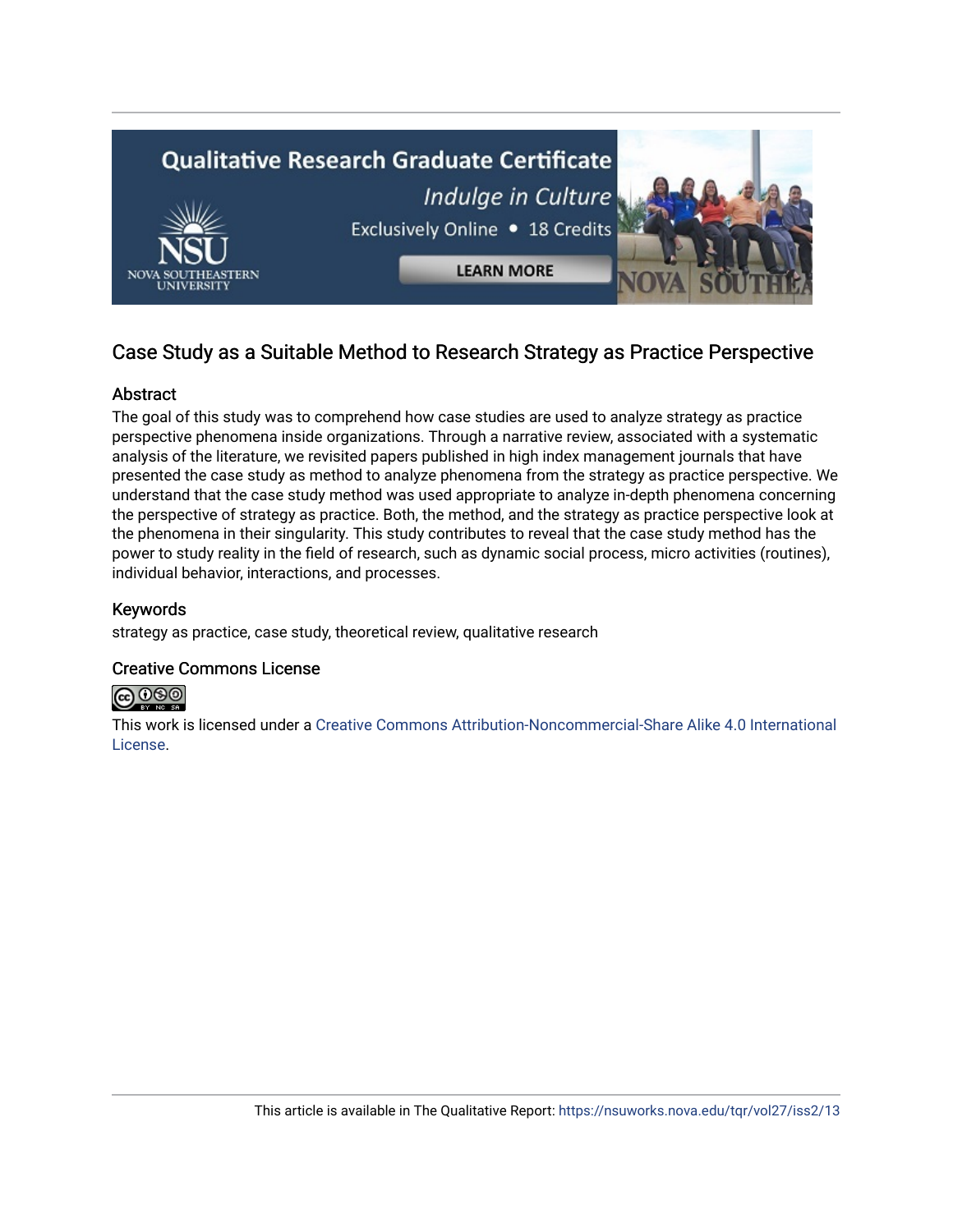Case Study as a Suitable Method to Research Strategy as Practice Perspective

## Abstract

The goal of this study was to comprehend how case studies are used to analyze strategy as practice perspective phenomena inside organizations. Through a narrative review, associated with a systematic analysis of the literature, we revisited papers published in high index management journals that have presented the case study as method to analyze phenomena from the strategy as practice perspective. We understand that the case study method was used appropriate to analyze in-depth phenomena concerning the perspective of strategy as practice. Both, the method, and the strategy as practice perspective look at the phenomena in their singularity. This study contributes to reveal that the case study method has the power to study reality in the field of research, such as dynamic social process, micro activities (routines), individual behavior, interactions, and processes.

## Keywords

strategy as practice, case study, theoretical review, qualitative research

## Creative Commons License

This work is licensed under a Creative Commons Attribution-Noncommercial-Share Alike 4.0 International License.

This article is available in The Qualitative Report: https://nsuworks.nova.edu/tqr/vol27/iss2/13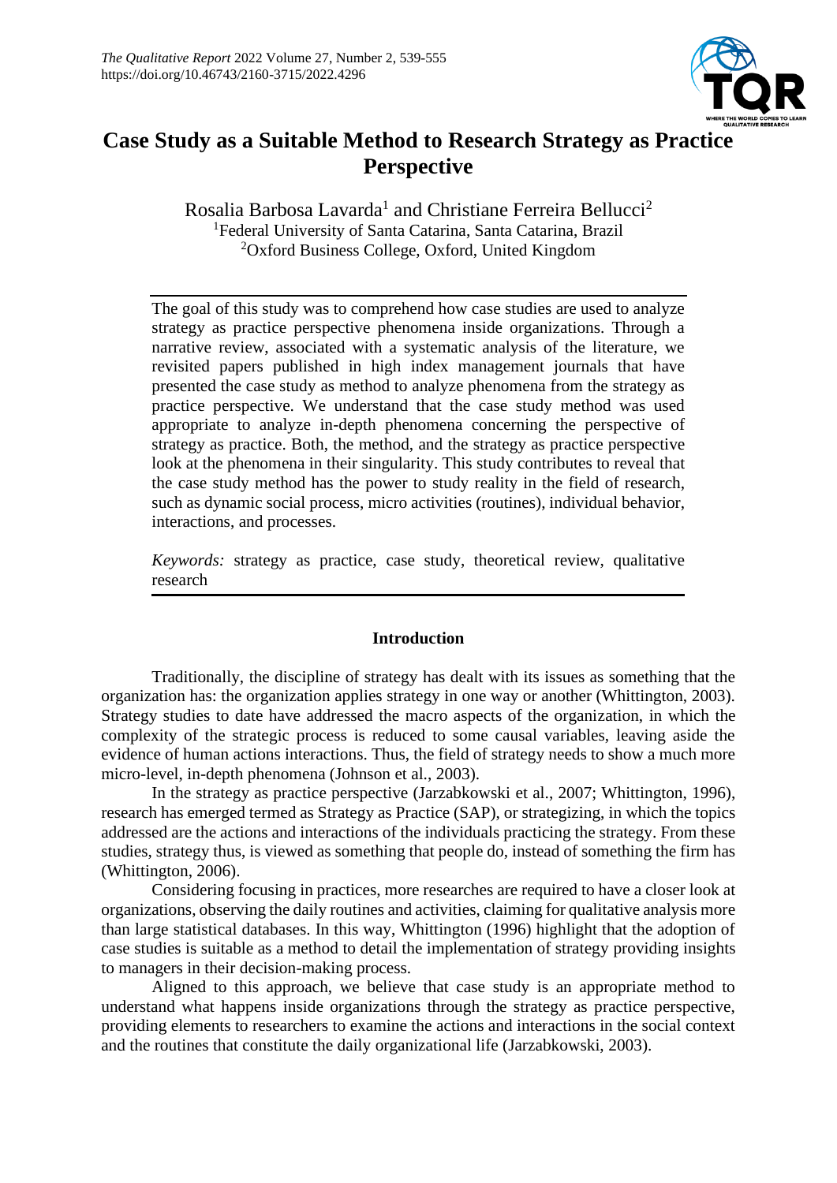# Case Study as a Suitable Method to Research Strategy as Practice Perspective

Rosalia Barbosa Lavarda[1] and Christiane Ferreira Bellucci[2]
[1]Federal University of Santa Catarina, Santa Catarina, Brazil
[2]Oxford Business College, Oxford, United Kingdom

The goal of this study was to comprehend how case studies are used to analyze strategy as practice perspective phenomena inside organizations. Through a narrative review, associated with a systematic analysis of the literature, we revisited papers published in high index management journals that have presented the case study as method to analyze phenomena from the strategy as practice perspective. We understand that the case study method was used appropriate to analyze in-depth phenomena concerning the perspective of strategy as practice. Both, the method, and the strategy as practice perspective look at the phenomena in their singularity. This study contributes to reveal that the case study method has the power to study reality in the field of research, such as dynamic social process, micro activities (routines), individual behavior, interactions, and processes.

*Keywords:* strategy as practice, case study, theoretical review, qualitative research

## Introduction

Traditionally, the discipline of strategy has dealt with its issues as something that the organization has: the organization applies strategy in one way or another (Whittington, 2003). Strategy studies to date have addressed the macro aspects of the organization, in which the complexity of the strategic process is reduced to some causal variables, leaving aside the evidence of human actions interactions. Thus, the field of strategy needs to show a much more micro-level, in-depth phenomena (Johnson et al., 2003).

In the strategy as practice perspective (Jarzabkowski et al., 2007; Whittington, 1996), research has emerged termed as Strategy as Practice (SAP), or strategizing, in which the topics addressed are the actions and interactions of the individuals practicing the strategy. From these studies, strategy thus, is viewed as something that people do, instead of something the firm has (Whittington, 2006).

Considering focusing in practices, more researches are required to have a closer look at organizations, observing the daily routines and activities, claiming for qualitative analysis more than large statistical databases. In this way, Whittington (1996) highlight that the adoption of case studies is suitable as a method to detail the implementation of strategy providing insights to managers in their decision-making process.

Aligned to this approach, we believe that case study is an appropriate method to understand what happens inside organizations through the strategy as practice perspective, providing elements to researchers to examine the actions and interactions in the social context and the routines that constitute the daily organizational life (Jarzabkowski, 2003).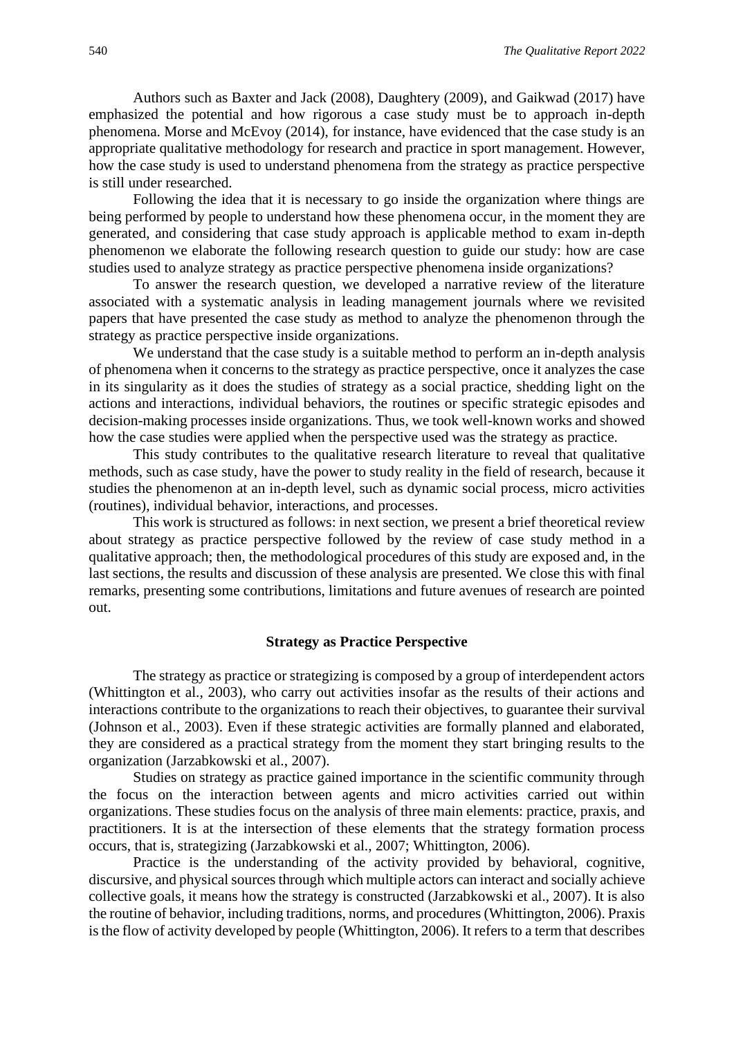Authors such as Baxter and Jack (2008), Daughtery (2009), and Gaikwad (2017) have emphasized the potential and how rigorous a case study must be to approach in-depth phenomena. Morse and McEvoy (2014), for instance, have evidenced that the case study is an appropriate qualitative methodology for research and practice in sport management. However, how the case study is used to understand phenomena from the strategy as practice perspective is still under researched.

Following the idea that it is necessary to go inside the organization where things are being performed by people to understand how these phenomena occur, in the moment they are generated, and considering that case study approach is applicable method to exam in-depth phenomenon we elaborate the following research question to guide our study: how are case studies used to analyze strategy as practice perspective phenomena inside organizations?

To answer the research question, we developed a narrative review of the literature associated with a systematic analysis in leading management journals where we revisited papers that have presented the case study as method to analyze the phenomenon through the strategy as practice perspective inside organizations.

We understand that the case study is a suitable method to perform an in-depth analysis of phenomena when it concerns to the strategy as practice perspective, once it analyzes the case in its singularity as it does the studies of strategy as a social practice, shedding light on the actions and interactions, individual behaviors, the routines or specific strategic episodes and decision-making processes inside organizations. Thus, we took well-known works and showed how the case studies were applied when the perspective used was the strategy as practice.

This study contributes to the qualitative research literature to reveal that qualitative methods, such as case study, have the power to study reality in the field of research, because it studies the phenomenon at an in-depth level, such as dynamic social process, micro activities (routines), individual behavior, interactions, and processes.

This work is structured as follows: in next section, we present a brief theoretical review about strategy as practice perspective followed by the review of case study method in a qualitative approach; then, the methodological procedures of this study are exposed and, in the last sections, the results and discussion of these analysis are presented. We close this with final remarks, presenting some contributions, limitations and future avenues of research are pointed out.

## Strategy as Practice Perspective

The strategy as practice or strategizing is composed by a group of interdependent actors (Whittington et al., 2003), who carry out activities insofar as the results of their actions and interactions contribute to the organizations to reach their objectives, to guarantee their survival (Johnson et al., 2003). Even if these strategic activities are formally planned and elaborated, they are considered as a practical strategy from the moment they start bringing results to the organization (Jarzabkowski et al., 2007).

Studies on strategy as practice gained importance in the scientific community through the focus on the interaction between agents and micro activities carried out within organizations. These studies focus on the analysis of three main elements: practice, praxis, and practitioners. It is at the intersection of these elements that the strategy formation process occurs, that is, strategizing (Jarzabkowski et al., 2007; Whittington, 2006).

Practice is the understanding of the activity provided by behavioral, cognitive, discursive, and physical sources through which multiple actors can interact and socially achieve collective goals, it means how the strategy is constructed (Jarzabkowski et al., 2007). It is also the routine of behavior, including traditions, norms, and procedures (Whittington, 2006). Praxis is the flow of activity developed by people (Whittington, 2006). It refers to a term that describes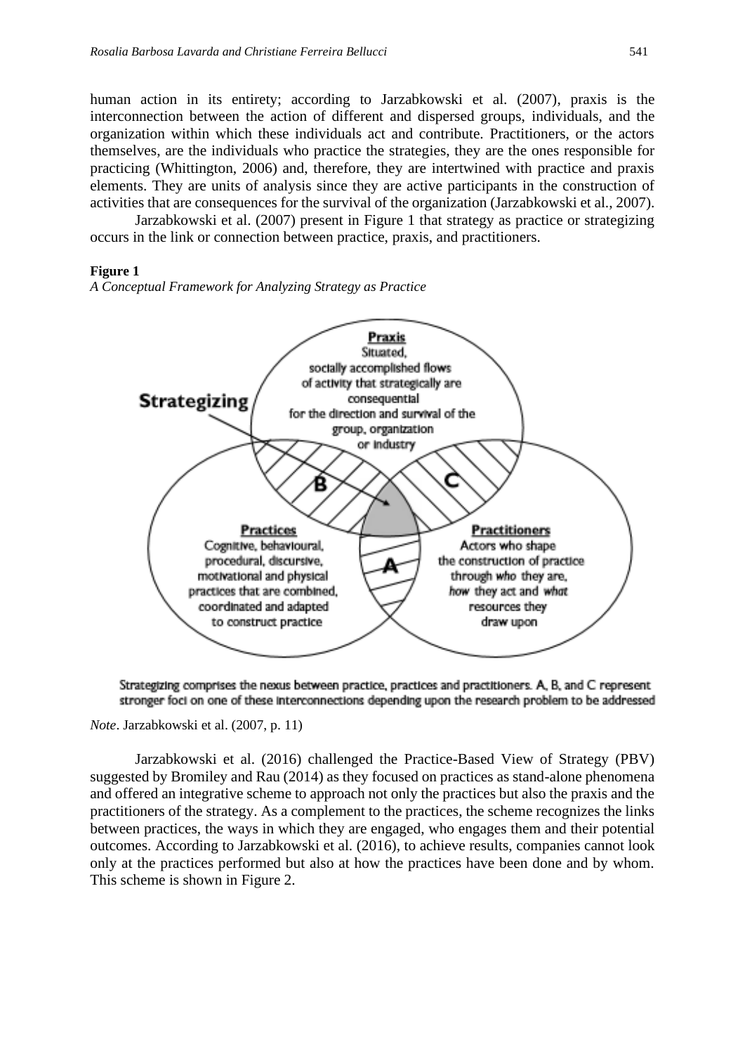human action in its entirety; according to Jarzabkowski et al. (2007), praxis is the interconnection between the action of different and dispersed groups, individuals, and the organization within which these individuals act and contribute. Practitioners, or the actors themselves, are the individuals who practice the strategies, they are the ones responsible for practicing (Whittington, 2006) and, therefore, they are intertwined with practice and praxis elements. They are units of analysis since they are active participants in the construction of activities that are consequences for the survival of the organization (Jarzabkowski et al., 2007).

Jarzabkowski et al. (2007) present in Figure 1 that strategy as practice or strategizing occurs in the link or connection between practice, praxis, and practitioners.

**Figure 1**

*A Conceptual Framework for Analyzing Strategy as Practice*

Strategizing

**Praxis**
Situated, socially accomplished flows of activity that strategically are consequential for the direction and survival of the group, organization or industry

**Practices**
Cognitive, behavioural, procedural, discursive, motivational and physical practices that are combined, coordinated and adapted to construct practice

**Practitioners**
Actors who shape the construction of practice through *who* they are, *how* they act and *what* resources they draw upon

A B C

Strategizing comprises the nexus between practice, practices and practitioners. A, B, and C represent stronger foci on one of these interconnections depending upon the research problem to be addressed

*Note*. Jarzabkowski et al. (2007, p. 11)

Jarzabkowski et al. (2016) challenged the Practice-Based View of Strategy (PBV) suggested by Bromiley and Rau (2014) as they focused on practices as stand-alone phenomena and offered an integrative scheme to approach not only the practices but also the praxis and the practitioners of the strategy. As a complement to the practices, the scheme recognizes the links between practices, the ways in which they are engaged, who engages them and their potential outcomes. According to Jarzabkowski et al. (2016), to achieve results, companies cannot look only at the practices performed but also at how the practices have been done and by whom. This scheme is shown in Figure 2.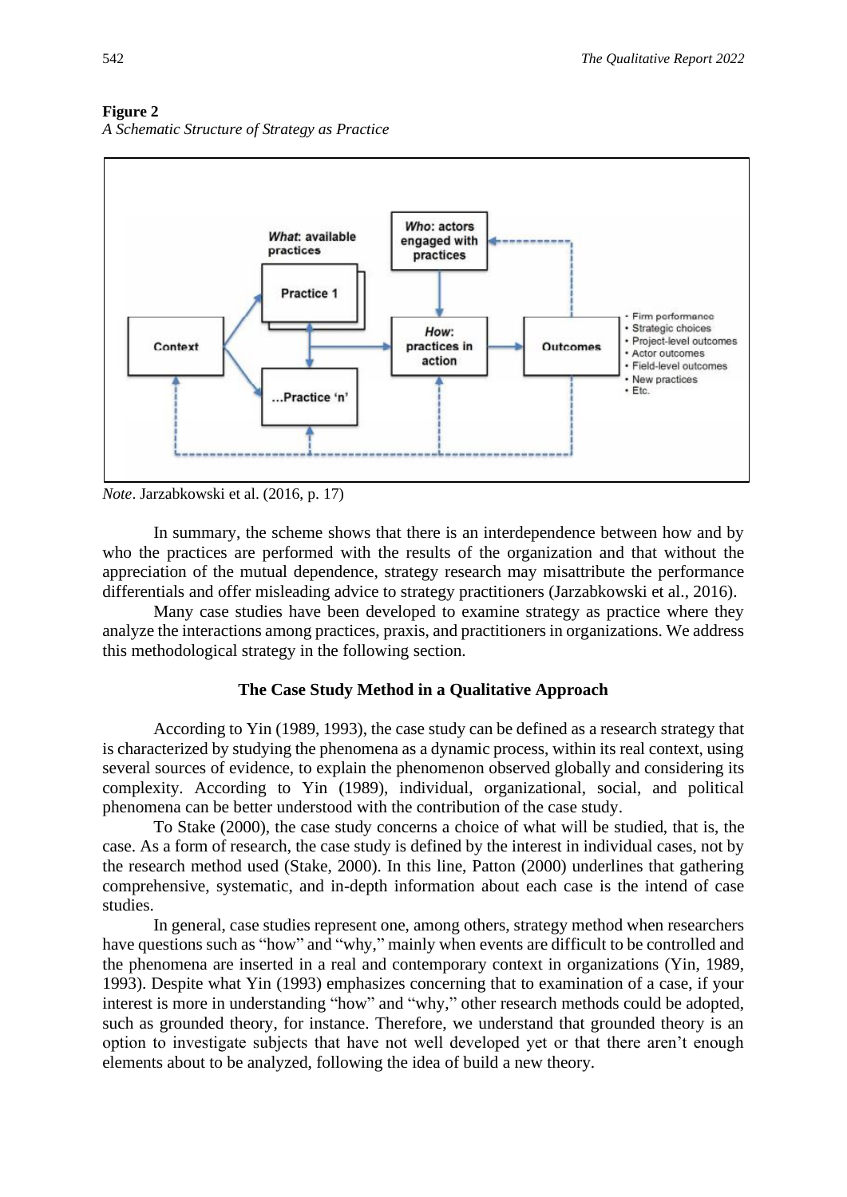**Figure 2**
*A Schematic Structure of Strategy as Practice*

*Note*. Jarzabkowski et al. (2016, p. 17)

In summary, the scheme shows that there is an interdependence between how and by who the practices are performed with the results of the organization and that without the appreciation of the mutual dependence, strategy research may misattribute the performance differentials and offer misleading advice to strategy practitioners (Jarzabkowski et al., 2016).

Many case studies have been developed to examine strategy as practice where they analyze the interactions among practices, praxis, and practitioners in organizations. We address this methodological strategy in the following section.

## The Case Study Method in a Qualitative Approach

According to Yin (1989, 1993), the case study can be defined as a research strategy that is characterized by studying the phenomena as a dynamic process, within its real context, using several sources of evidence, to explain the phenomenon observed globally and considering its complexity. According to Yin (1989), individual, organizational, social, and political phenomena can be better understood with the contribution of the case study.

To Stake (2000), the case study concerns a choice of what will be studied, that is, the case. As a form of research, the case study is defined by the interest in individual cases, not by the research method used (Stake, 2000). In this line, Patton (2000) underlines that gathering comprehensive, systematic, and in-depth information about each case is the intend of case studies.

In general, case studies represent one, among others, strategy method when researchers have questions such as "how" and "why," mainly when events are difficult to be controlled and the phenomena are inserted in a real and contemporary context in organizations (Yin, 1989, 1993). Despite what Yin (1993) emphasizes concerning that to examination of a case, if your interest is more in understanding "how" and "why," other research methods could be adopted, such as grounded theory, for instance. Therefore, we understand that grounded theory is an option to investigate subjects that have not well developed yet or that there aren't enough elements about to be analyzed, following the idea of build a new theory.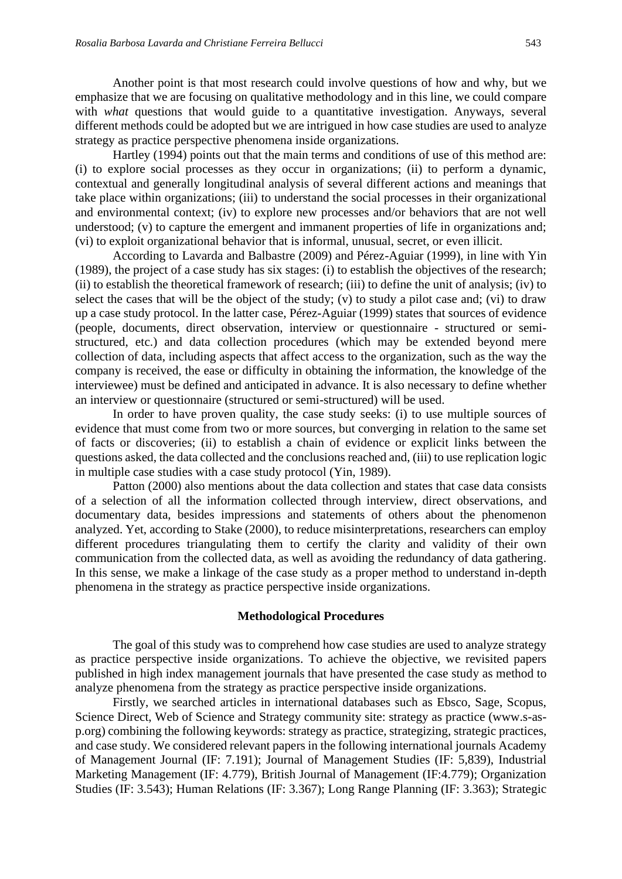Another point is that most research could involve questions of how and why, but we emphasize that we are focusing on qualitative methodology and in this line, we could compare with *what* questions that would guide to a quantitative investigation. Anyways, several different methods could be adopted but we are intrigued in how case studies are used to analyze strategy as practice perspective phenomena inside organizations.

Hartley (1994) points out that the main terms and conditions of use of this method are: (i) to explore social processes as they occur in organizations; (ii) to perform a dynamic, contextual and generally longitudinal analysis of several different actions and meanings that take place within organizations; (iii) to understand the social processes in their organizational and environmental context; (iv) to explore new processes and/or behaviors that are not well understood; (v) to capture the emergent and immanent properties of life in organizations and; (vi) to exploit organizational behavior that is informal, unusual, secret, or even illicit.

According to Lavarda and Balbastre (2009) and Pérez-Aguiar (1999), in line with Yin (1989), the project of a case study has six stages: (i) to establish the objectives of the research; (ii) to establish the theoretical framework of research; (iii) to define the unit of analysis; (iv) to select the cases that will be the object of the study; (v) to study a pilot case and; (vi) to draw up a case study protocol. In the latter case, Pérez-Aguiar (1999) states that sources of evidence (people, documents, direct observation, interview or questionnaire - structured or semi-structured, etc.) and data collection procedures (which may be extended beyond mere collection of data, including aspects that affect access to the organization, such as the way the company is received, the ease or difficulty in obtaining the information, the knowledge of the interviewee) must be defined and anticipated in advance. It is also necessary to define whether an interview or questionnaire (structured or semi-structured) will be used.

In order to have proven quality, the case study seeks: (i) to use multiple sources of evidence that must come from two or more sources, but converging in relation to the same set of facts or discoveries; (ii) to establish a chain of evidence or explicit links between the questions asked, the data collected and the conclusions reached and, (iii) to use replication logic in multiple case studies with a case study protocol (Yin, 1989).

Patton (2000) also mentions about the data collection and states that case data consists of a selection of all the information collected through interview, direct observations, and documentary data, besides impressions and statements of others about the phenomenon analyzed. Yet, according to Stake (2000), to reduce misinterpretations, researchers can employ different procedures triangulating them to certify the clarity and validity of their own communication from the collected data, as well as avoiding the redundancy of data gathering. In this sense, we make a linkage of the case study as a proper method to understand in-depth phenomena in the strategy as practice perspective inside organizations.

## Methodological Procedures

The goal of this study was to comprehend how case studies are used to analyze strategy as practice perspective inside organizations. To achieve the objective, we revisited papers published in high index management journals that have presented the case study as method to analyze phenomena from the strategy as practice perspective inside organizations.

Firstly, we searched articles in international databases such as Ebsco, Sage, Scopus, Science Direct, Web of Science and Strategy community site: strategy as practice (www.s-as-p.org) combining the following keywords: strategy as practice, strategizing, strategic practices, and case study. We considered relevant papers in the following international journals Academy of Management Journal (IF: 7.191); Journal of Management Studies (IF: 5,839), Industrial Marketing Management (IF: 4.779), British Journal of Management (IF:4.779); Organization Studies (IF: 3.543); Human Relations (IF: 3.367); Long Range Planning (IF: 3.363); Strategic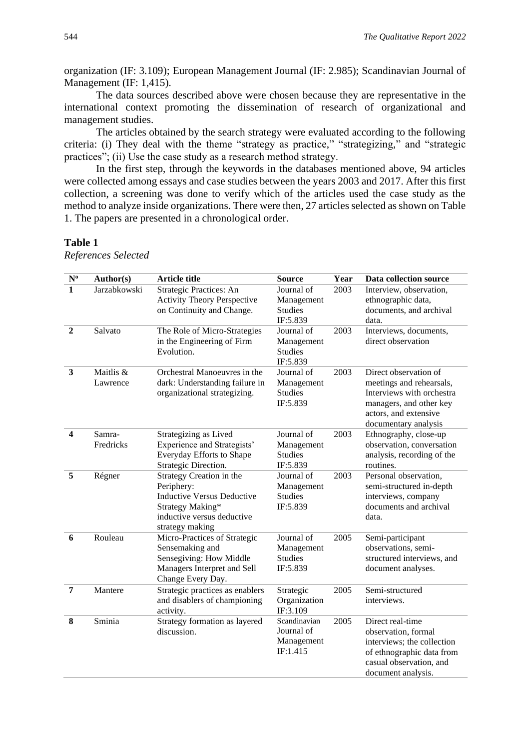organization (IF: 3.109); European Management Journal (IF: 2.985); Scandinavian Journal of Management (IF: 1,415).

The data sources described above were chosen because they are representative in the international context promoting the dissemination of research of organizational and management studies.

The articles obtained by the search strategy were evaluated according to the following criteria: (i) They deal with the theme "strategy as practice," "strategizing," and "strategic practices"; (ii) Use the case study as a research method strategy.

In the first step, through the keywords in the databases mentioned above, 94 articles were collected among essays and case studies between the years 2003 and 2017. After this first collection, a screening was done to verify which of the articles used the case study as the method to analyze inside organizations. There were then, 27 articles selected as shown on Table 1. The papers are presented in a chronological order.

**Table 1**

*References Selected*

| Nº | Author(s) | Article title | Source | Year | Data collection source |
|---|---|---|---|---|---|
| **1** | Jarzabkowski | Strategic Practices: An Activity Theory Perspective on Continuity and Change. | Journal of Management Studies IF:5.839 | 2003 | Interview, observation, ethnographic data, documents, and archival data. |
| **2** | Salvato | The Role of Micro-Strategies in the Engineering of Firm Evolution. | Journal of Management Studies IF:5.839 | 2003 | Interviews, documents, direct observation |
| **3** | Maitlis & Lawrence | Orchestral Manoeuvres in the dark: Understanding failure in organizational strategizing. | Journal of Management Studies IF:5.839 | 2003 | Direct observation of meetings and rehearsals, Interviews with orchestra managers, and other key actors, and extensive documentary analysis |
| **4** | Samra-Fredricks | Strategizing as Lived Experience and Strategists' Everyday Efforts to Shape Strategic Direction. | Journal of Management Studies IF:5.839 | 2003 | Ethnography, close-up observation, conversation analysis, recording of the routines. |
| **5** | Régner | Strategy Creation in the Periphery: Inductive Versus Deductive Strategy Making* inductive versus deductive strategy making | Journal of Management Studies IF:5.839 | 2003 | Personal observation, semi-structured in-depth interviews, company documents and archival data. |
| **6** | Rouleau | Micro-Practices of Strategic Sensemaking and Sensegiving: How Middle Managers Interpret and Sell Change Every Day. | Journal of Management Studies IF:5.839 | 2005 | Semi-participant observations, semi-structured interviews, and document analyses. |
| **7** | Mantere | Strategic practices as enablers and disablers of championing activity. | Strategic Organization IF:3.109 | 2005 | Semi-structured interviews. |
| **8** | Sminia | Strategy formation as layered discussion. | Scandinavian Journal of Management IF:1.415 | 2005 | Direct real-time observation, formal interviews; the collection of ethnographic data from casual observation, and document analysis. |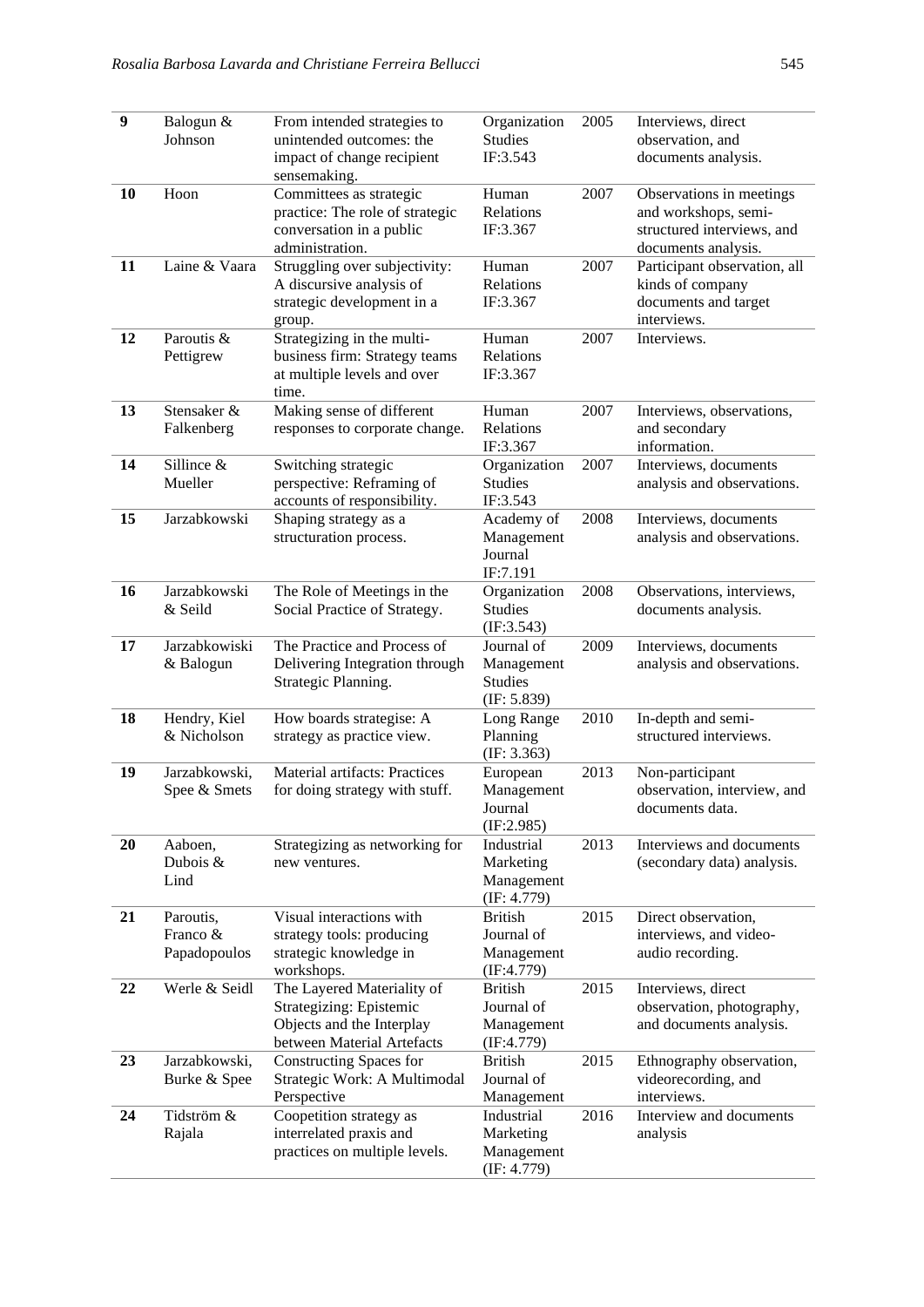| | | | | | |
|---|---|---|---|---|---|
| **9** | Balogun & Johnson | From intended strategies to unintended outcomes: the impact of change recipient sensemaking. | Organization Studies IF:3.543 | 2005 | Interviews, direct observation, and documents analysis. |
| **10** | Hoon | Committees as strategic practice: The role of strategic conversation in a public administration. | Human Relations IF:3.367 | 2007 | Observations in meetings and workshops, semi-structured interviews, and documents analysis. |
| **11** | Laine & Vaara | Struggling over subjectivity: A discursive analysis of strategic development in a group. | Human Relations IF:3.367 | 2007 | Participant observation, all kinds of company documents and target interviews. |
| **12** | Paroutis & Pettigrew | Strategizing in the multi-business firm: Strategy teams at multiple levels and over time. | Human Relations IF:3.367 | 2007 | Interviews. |
| **13** | Stensaker & Falkenberg | Making sense of different responses to corporate change. | Human Relations IF:3.367 | 2007 | Interviews, observations, and secondary information. |
| **14** | Sillince & Mueller | Switching strategic perspective: Reframing of accounts of responsibility. | Organization Studies IF:3.543 | 2007 | Interviews, documents analysis and observations. |
| **15** | Jarzabkowski | Shaping strategy as a structuration process. | Academy of Management Journal IF:7.191 | 2008 | Interviews, documents analysis and observations. |
| **16** | Jarzabkowski & Seild | The Role of Meetings in the Social Practice of Strategy. | Organization Studies (IF:3.543) | 2008 | Observations, interviews, documents analysis. |
| **17** | Jarzabkowiski & Balogun | The Practice and Process of Delivering Integration through Strategic Planning. | Journal of Management Studies (IF: 5.839) | 2009 | Interviews, documents analysis and observations. |
| **18** | Hendry, Kiel & Nicholson | How boards strategise: A strategy as practice view. | Long Range Planning (IF: 3.363) | 2010 | In-depth and semi-structured interviews. |
| **19** | Jarzabkowski, Spee & Smets | Material artifacts: Practices for doing strategy with stuff. | European Management Journal (IF:2.985) | 2013 | Non-participant observation, interview, and documents data. |
| **20** | Aaboen, Dubois & Lind | Strategizing as networking for new ventures. | Industrial Marketing Management (IF: 4.779) | 2013 | Interviews and documents (secondary data) analysis. |
| **21** | Paroutis, Franco & Papadopoulos | Visual interactions with strategy tools: producing strategic knowledge in workshops. | British Journal of Management (IF:4.779) | 2015 | Direct observation, interviews, and video-audio recording. |
| **22** | Werle & Seidl | The Layered Materiality of Strategizing: Epistemic Objects and the Interplay between Material Artefacts | British Journal of Management (IF:4.779) | 2015 | Interviews, direct observation, photography, and documents analysis. |
| **23** | Jarzabkowski, Burke & Spee | Constructing Spaces for Strategic Work: A Multimodal Perspective | British Journal of Management | 2015 | Ethnography observation, videorecording, and interviews. |
| **24** | Tidström & Rajala | Coopetition strategy as interrelated praxis and practices on multiple levels. | Industrial Marketing Management (IF: 4.779) | 2016 | Interview and documents analysis |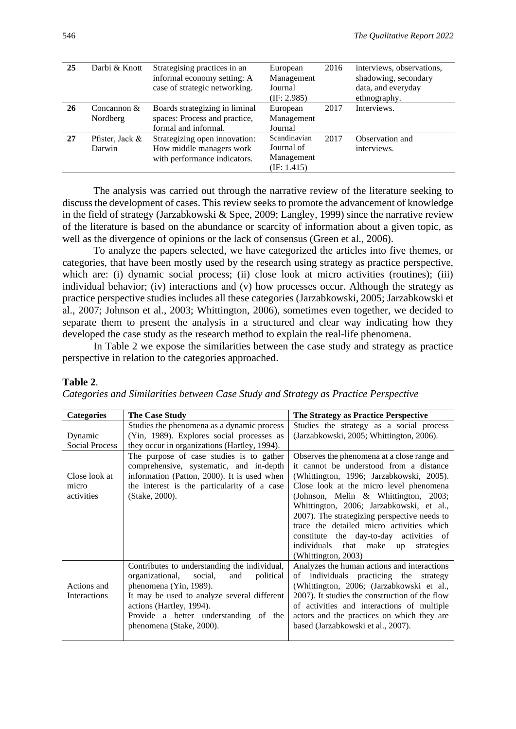| 25 | Darbi & Knott | Strategising practices in an informal economy setting: A case of strategic networking. | European Management Journal (IF: 2.985) | 2016 | interviews, observations, shadowing, secondary data, and everyday ethnography. |
|---|---|---|---|---|---|
| 26 | Concannon & Nordberg | Boards strategizing in liminal spaces: Process and practice, formal and informal. | European Management Journal | 2017 | Interviews. |
| 27 | Pfister, Jack & Darwin | Strategizing open innovation: How middle managers work with performance indicators. | Scandinavian Journal of Management (IF: 1.415) | 2017 | Observation and interviews. |

The analysis was carried out through the narrative review of the literature seeking to discuss the development of cases. This review seeks to promote the advancement of knowledge in the field of strategy (Jarzabkowski & Spee, 2009; Langley, 1999) since the narrative review of the literature is based on the abundance or scarcity of information about a given topic, as well as the divergence of opinions or the lack of consensus (Green et al., 2006).

To analyze the papers selected, we have categorized the articles into five themes, or categories, that have been mostly used by the research using strategy as practice perspective, which are: (i) dynamic social process; (ii) close look at micro activities (routines); (iii) individual behavior; (iv) interactions and (v) how processes occur. Although the strategy as practice perspective studies includes all these categories (Jarzabkowski, 2005; Jarzabkowski et al., 2007; Johnson et al., 2003; Whittington, 2006), sometimes even together, we decided to separate them to present the analysis in a structured and clear way indicating how they developed the case study as the research method to explain the real-life phenomena.

In Table 2 we expose the similarities between the case study and strategy as practice perspective in relation to the categories approached.

**Table 2**.
*Categories and Similarities between Case Study and Strategy as Practice Perspective*

| Categories | The Case Study | The Strategy as Practice Perspective |
|---|---|---|
| Dynamic Social Process | Studies the phenomena as a dynamic process (Yin, 1989). Explores social processes as they occur in organizations (Hartley, 1994). | Studies the strategy as a social process (Jarzabkowski, 2005; Whittington, 2006). |
| Close look at micro activities | The purpose of case studies is to gather comprehensive, systematic, and in-depth information (Patton, 2000). It is used when the interest is the particularity of a case (Stake, 2000). | Observes the phenomena at a close range and it cannot be understood from a distance (Whittington, 1996; Jarzabkowski, 2005). Close look at the micro level phenomena (Johnson, Melin & Whittington, 2003; Whittington, 2006; Jarzabkowski, et al., 2007). The strategizing perspective needs to trace the detailed micro activities which constitute the day-to-day activities of individuals that make up strategies (Whittington, 2003) |
| Actions and Interactions | Contributes to understanding the individual, organizational, social, and political phenomena (Yin, 1989). It may be used to analyze several different actions (Hartley, 1994). Provide a better understanding of the phenomena (Stake, 2000). | Analyzes the human actions and interactions of individuals practicing the strategy (Whittington, 2006; (Jarzabkowski et al., 2007). It studies the construction of the flow of activities and interactions of multiple actors and the practices on which they are based (Jarzabkowski et al., 2007). |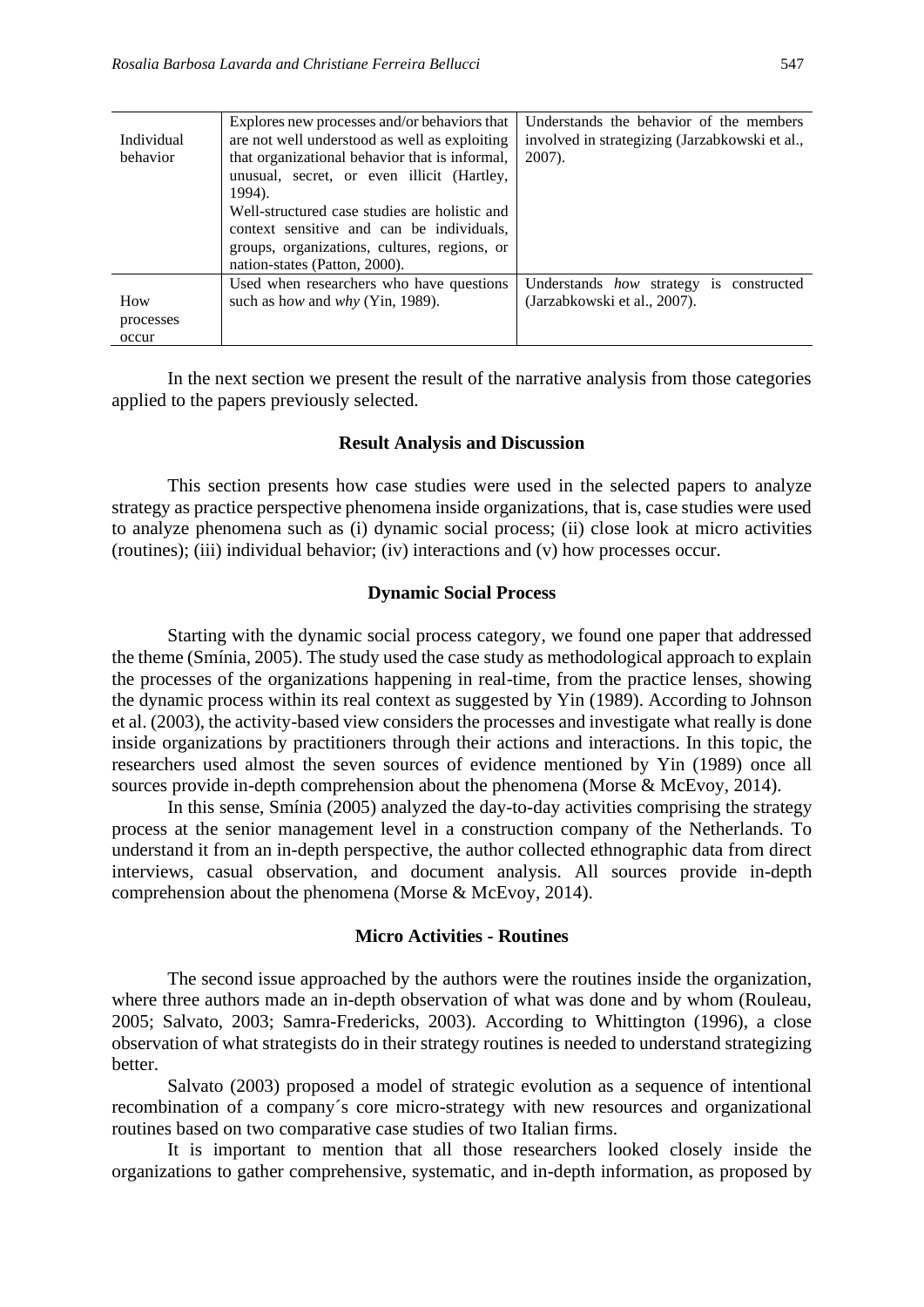| | | |
|---|---|---|
| Individual behavior | Explores new processes and/or behaviors that are not well understood as well as exploiting that organizational behavior that is informal, unusual, secret, or even illicit (Hartley, 1994).<br>Well-structured case studies are holistic and context sensitive and can be individuals, groups, organizations, cultures, regions, or nation-states (Patton, 2000). | Understands the behavior of the members involved in strategizing (Jarzabkowski et al., 2007). |
| How processes occur | Used when researchers who have questions such as h*ow* and *why* (Yin, 1989). | Understands *how* strategy is constructed (Jarzabkowski et al., 2007). |

In the next section we present the result of the narrative analysis from those categories applied to the papers previously selected.

## Result Analysis and Discussion

This section presents how case studies were used in the selected papers to analyze strategy as practice perspective phenomena inside organizations, that is, case studies were used to analyze phenomena such as (i) dynamic social process; (ii) close look at micro activities (routines); (iii) individual behavior; (iv) interactions and (v) how processes occur.

### Dynamic Social Process

Starting with the dynamic social process category, we found one paper that addressed the theme (Smínia, 2005). The study used the case study as methodological approach to explain the processes of the organizations happening in real-time, from the practice lenses, showing the dynamic process within its real context as suggested by Yin (1989). According to Johnson et al. (2003), the activity-based view considers the processes and investigate what really is done inside organizations by practitioners through their actions and interactions. In this topic, the researchers used almost the seven sources of evidence mentioned by Yin (1989) once all sources provide in-depth comprehension about the phenomena (Morse & McEvoy, 2014).

In this sense, Smínia (2005) analyzed the day-to-day activities comprising the strategy process at the senior management level in a construction company of the Netherlands. To understand it from an in-depth perspective, the author collected ethnographic data from direct interviews, casual observation, and document analysis. All sources provide in-depth comprehension about the phenomena (Morse & McEvoy, 2014).

### Micro Activities - Routines

The second issue approached by the authors were the routines inside the organization, where three authors made an in-depth observation of what was done and by whom (Rouleau, 2005; Salvato, 2003; Samra-Fredericks, 2003). According to Whittington (1996), a close observation of what strategists do in their strategy routines is needed to understand strategizing better.

Salvato (2003) proposed a model of strategic evolution as a sequence of intentional recombination of a company´s core micro-strategy with new resources and organizational routines based on two comparative case studies of two Italian firms.

It is important to mention that all those researchers looked closely inside the organizations to gather comprehensive, systematic, and in-depth information, as proposed by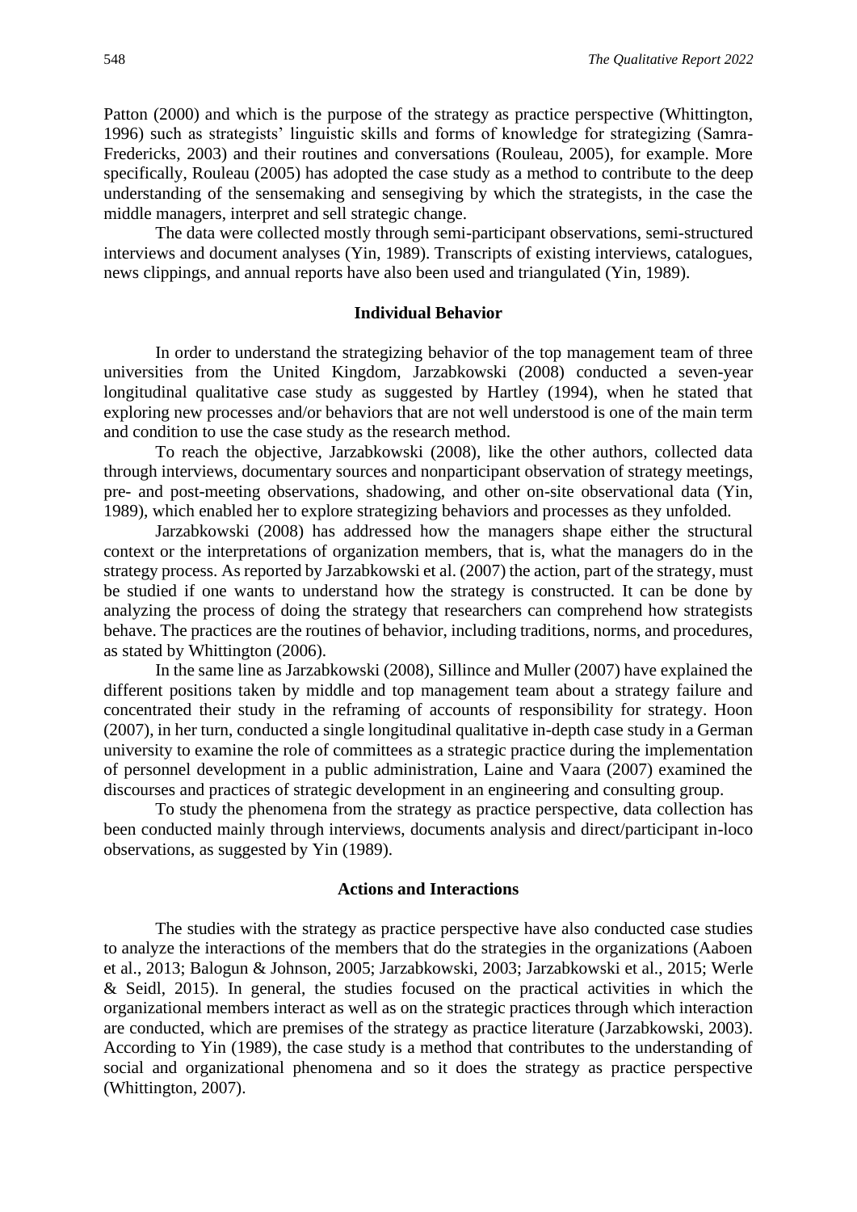Patton (2000) and which is the purpose of the strategy as practice perspective (Whittington, 1996) such as strategists' linguistic skills and forms of knowledge for strategizing (Samra-Fredericks, 2003) and their routines and conversations (Rouleau, 2005), for example. More specifically, Rouleau (2005) has adopted the case study as a method to contribute to the deep understanding of the sensemaking and sensegiving by which the strategists, in the case the middle managers, interpret and sell strategic change.

The data were collected mostly through semi-participant observations, semi-structured interviews and document analyses (Yin, 1989). Transcripts of existing interviews, catalogues, news clippings, and annual reports have also been used and triangulated (Yin, 1989).

## Individual Behavior

In order to understand the strategizing behavior of the top management team of three universities from the United Kingdom, Jarzabkowski (2008) conducted a seven-year longitudinal qualitative case study as suggested by Hartley (1994), when he stated that exploring new processes and/or behaviors that are not well understood is one of the main term and condition to use the case study as the research method.

To reach the objective, Jarzabkowski (2008), like the other authors, collected data through interviews, documentary sources and nonparticipant observation of strategy meetings, pre- and post-meeting observations, shadowing, and other on-site observational data (Yin, 1989), which enabled her to explore strategizing behaviors and processes as they unfolded.

Jarzabkowski (2008) has addressed how the managers shape either the structural context or the interpretations of organization members, that is, what the managers do in the strategy process. As reported by Jarzabkowski et al. (2007) the action, part of the strategy, must be studied if one wants to understand how the strategy is constructed. It can be done by analyzing the process of doing the strategy that researchers can comprehend how strategists behave. The practices are the routines of behavior, including traditions, norms, and procedures, as stated by Whittington (2006).

In the same line as Jarzabkowski (2008), Sillince and Muller (2007) have explained the different positions taken by middle and top management team about a strategy failure and concentrated their study in the reframing of accounts of responsibility for strategy. Hoon (2007), in her turn, conducted a single longitudinal qualitative in-depth case study in a German university to examine the role of committees as a strategic practice during the implementation of personnel development in a public administration, Laine and Vaara (2007) examined the discourses and practices of strategic development in an engineering and consulting group.

To study the phenomena from the strategy as practice perspective, data collection has been conducted mainly through interviews, documents analysis and direct/participant in-loco observations, as suggested by Yin (1989).

## Actions and Interactions

The studies with the strategy as practice perspective have also conducted case studies to analyze the interactions of the members that do the strategies in the organizations (Aaboen et al., 2013; Balogun & Johnson, 2005; Jarzabkowski, 2003; Jarzabkowski et al., 2015; Werle & Seidl, 2015). In general, the studies focused on the practical activities in which the organizational members interact as well as on the strategic practices through which interaction are conducted, which are premises of the strategy as practice literature (Jarzabkowski, 2003). According to Yin (1989), the case study is a method that contributes to the understanding of social and organizational phenomena and so it does the strategy as practice perspective (Whittington, 2007).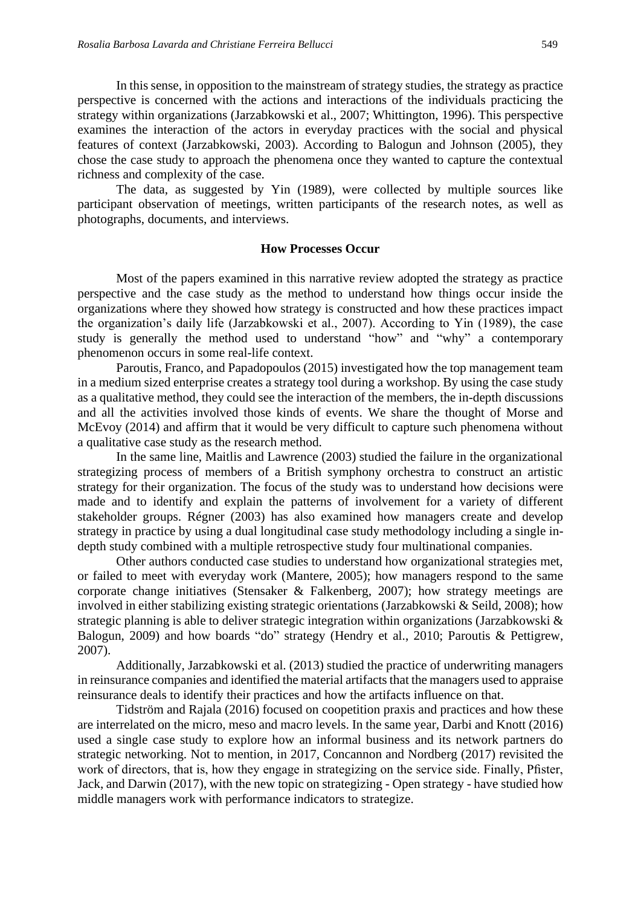In this sense, in opposition to the mainstream of strategy studies, the strategy as practice perspective is concerned with the actions and interactions of the individuals practicing the strategy within organizations (Jarzabkowski et al., 2007; Whittington, 1996). This perspective examines the interaction of the actors in everyday practices with the social and physical features of context (Jarzabkowski, 2003). According to Balogun and Johnson (2005), they chose the case study to approach the phenomena once they wanted to capture the contextual richness and complexity of the case.

The data, as suggested by Yin (1989), were collected by multiple sources like participant observation of meetings, written participants of the research notes, as well as photographs, documents, and interviews.

## How Processes Occur

Most of the papers examined in this narrative review adopted the strategy as practice perspective and the case study as the method to understand how things occur inside the organizations where they showed how strategy is constructed and how these practices impact the organization's daily life (Jarzabkowski et al., 2007). According to Yin (1989), the case study is generally the method used to understand "how" and "why" a contemporary phenomenon occurs in some real-life context.

Paroutis, Franco, and Papadopoulos (2015) investigated how the top management team in a medium sized enterprise creates a strategy tool during a workshop. By using the case study as a qualitative method, they could see the interaction of the members, the in-depth discussions and all the activities involved those kinds of events. We share the thought of Morse and McEvoy (2014) and affirm that it would be very difficult to capture such phenomena without a qualitative case study as the research method.

In the same line, Maitlis and Lawrence (2003) studied the failure in the organizational strategizing process of members of a British symphony orchestra to construct an artistic strategy for their organization. The focus of the study was to understand how decisions were made and to identify and explain the patterns of involvement for a variety of different stakeholder groups. Régner (2003) has also examined how managers create and develop strategy in practice by using a dual longitudinal case study methodology including a single in-depth study combined with a multiple retrospective study four multinational companies.

Other authors conducted case studies to understand how organizational strategies met, or failed to meet with everyday work (Mantere, 2005); how managers respond to the same corporate change initiatives (Stensaker & Falkenberg, 2007); how strategy meetings are involved in either stabilizing existing strategic orientations (Jarzabkowski & Seild, 2008); how strategic planning is able to deliver strategic integration within organizations (Jarzabkowski & Balogun, 2009) and how boards "do" strategy (Hendry et al., 2010; Paroutis & Pettigrew, 2007).

Additionally, Jarzabkowski et al. (2013) studied the practice of underwriting managers in reinsurance companies and identified the material artifacts that the managers used to appraise reinsurance deals to identify their practices and how the artifacts influence on that.

Tidström and Rajala (2016) focused on coopetition praxis and practices and how these are interrelated on the micro, meso and macro levels. In the same year, Darbi and Knott (2016) used a single case study to explore how an informal business and its network partners do strategic networking. Not to mention, in 2017, Concannon and Nordberg (2017) revisited the work of directors, that is, how they engage in strategizing on the service side. Finally, Pfister, Jack, and Darwin (2017), with the new topic on strategizing - Open strategy - have studied how middle managers work with performance indicators to strategize.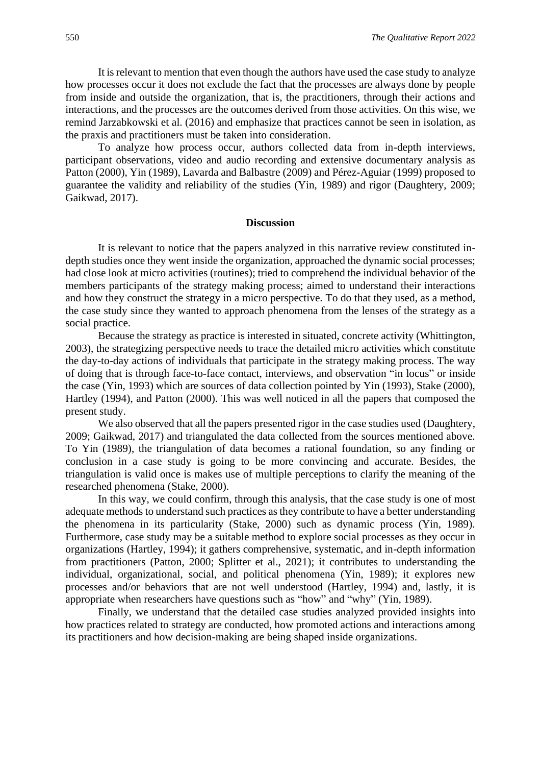It is relevant to mention that even though the authors have used the case study to analyze how processes occur it does not exclude the fact that the processes are always done by people from inside and outside the organization, that is, the practitioners, through their actions and interactions, and the processes are the outcomes derived from those activities. On this wise, we remind Jarzabkowski et al. (2016) and emphasize that practices cannot be seen in isolation, as the praxis and practitioners must be taken into consideration.

To analyze how process occur, authors collected data from in-depth interviews, participant observations, video and audio recording and extensive documentary analysis as Patton (2000), Yin (1989), Lavarda and Balbastre (2009) and Pérez-Aguiar (1999) proposed to guarantee the validity and reliability of the studies (Yin, 1989) and rigor (Daughtery, 2009; Gaikwad, 2017).

## Discussion

It is relevant to notice that the papers analyzed in this narrative review constituted in-depth studies once they went inside the organization, approached the dynamic social processes; had close look at micro activities (routines); tried to comprehend the individual behavior of the members participants of the strategy making process; aimed to understand their interactions and how they construct the strategy in a micro perspective. To do that they used, as a method, the case study since they wanted to approach phenomena from the lenses of the strategy as a social practice.

Because the strategy as practice is interested in situated, concrete activity (Whittington, 2003), the strategizing perspective needs to trace the detailed micro activities which constitute the day-to-day actions of individuals that participate in the strategy making process. The way of doing that is through face-to-face contact, interviews, and observation "in locus" or inside the case (Yin, 1993) which are sources of data collection pointed by Yin (1993), Stake (2000), Hartley (1994), and Patton (2000). This was well noticed in all the papers that composed the present study.

We also observed that all the papers presented rigor in the case studies used (Daughtery, 2009; Gaikwad, 2017) and triangulated the data collected from the sources mentioned above. To Yin (1989), the triangulation of data becomes a rational foundation, so any finding or conclusion in a case study is going to be more convincing and accurate. Besides, the triangulation is valid once is makes use of multiple perceptions to clarify the meaning of the researched phenomena (Stake, 2000).

In this way, we could confirm, through this analysis, that the case study is one of most adequate methods to understand such practices as they contribute to have a better understanding the phenomena in its particularity (Stake, 2000) such as dynamic process (Yin, 1989). Furthermore, case study may be a suitable method to explore social processes as they occur in organizations (Hartley, 1994); it gathers comprehensive, systematic, and in-depth information from practitioners (Patton, 2000; Splitter et al., 2021); it contributes to understanding the individual, organizational, social, and political phenomena (Yin, 1989); it explores new processes and/or behaviors that are not well understood (Hartley, 1994) and, lastly, it is appropriate when researchers have questions such as "how" and "why" (Yin, 1989).

Finally, we understand that the detailed case studies analyzed provided insights into how practices related to strategy are conducted, how promoted actions and interactions among its practitioners and how decision-making are being shaped inside organizations.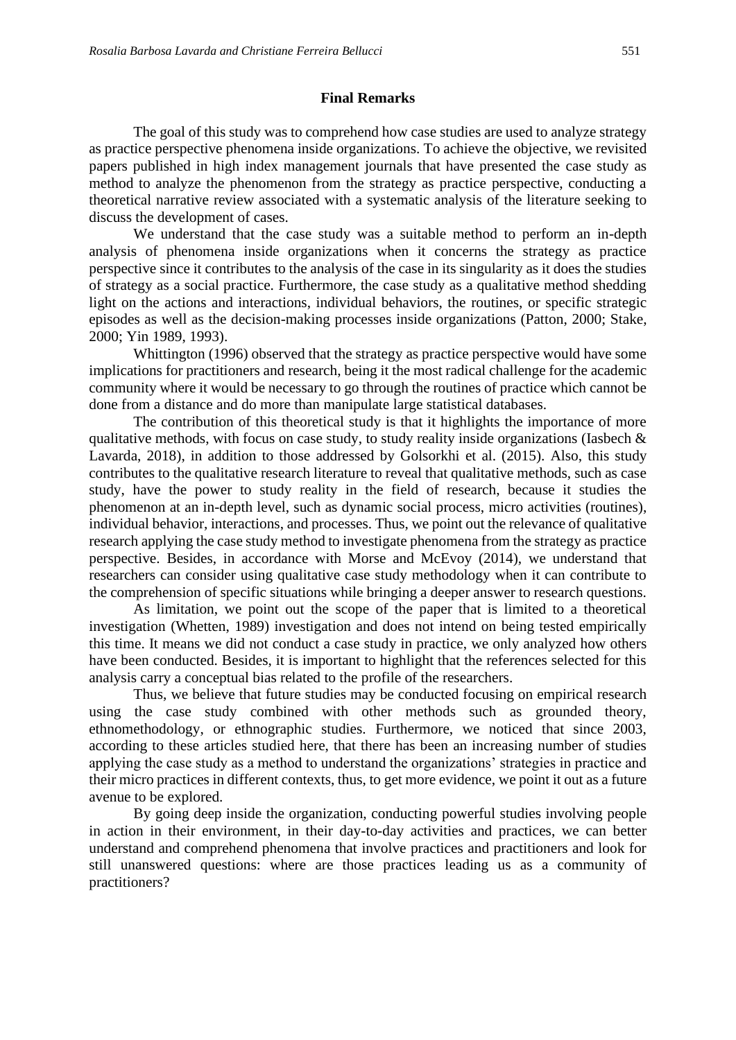## Final Remarks

The goal of this study was to comprehend how case studies are used to analyze strategy as practice perspective phenomena inside organizations. To achieve the objective, we revisited papers published in high index management journals that have presented the case study as method to analyze the phenomenon from the strategy as practice perspective, conducting a theoretical narrative review associated with a systematic analysis of the literature seeking to discuss the development of cases.

We understand that the case study was a suitable method to perform an in-depth analysis of phenomena inside organizations when it concerns the strategy as practice perspective since it contributes to the analysis of the case in its singularity as it does the studies of strategy as a social practice. Furthermore, the case study as a qualitative method shedding light on the actions and interactions, individual behaviors, the routines, or specific strategic episodes as well as the decision-making processes inside organizations (Patton, 2000; Stake, 2000; Yin 1989, 1993).

Whittington (1996) observed that the strategy as practice perspective would have some implications for practitioners and research, being it the most radical challenge for the academic community where it would be necessary to go through the routines of practice which cannot be done from a distance and do more than manipulate large statistical databases.

The contribution of this theoretical study is that it highlights the importance of more qualitative methods, with focus on case study, to study reality inside organizations (Iasbech & Lavarda, 2018), in addition to those addressed by Golsorkhi et al. (2015). Also, this study contributes to the qualitative research literature to reveal that qualitative methods, such as case study, have the power to study reality in the field of research, because it studies the phenomenon at an in-depth level, such as dynamic social process, micro activities (routines), individual behavior, interactions, and processes. Thus, we point out the relevance of qualitative research applying the case study method to investigate phenomena from the strategy as practice perspective. Besides, in accordance with Morse and McEvoy (2014), we understand that researchers can consider using qualitative case study methodology when it can contribute to the comprehension of specific situations while bringing a deeper answer to research questions.

As limitation, we point out the scope of the paper that is limited to a theoretical investigation (Whetten, 1989) investigation and does not intend on being tested empirically this time. It means we did not conduct a case study in practice, we only analyzed how others have been conducted. Besides, it is important to highlight that the references selected for this analysis carry a conceptual bias related to the profile of the researchers.

Thus, we believe that future studies may be conducted focusing on empirical research using the case study combined with other methods such as grounded theory, ethnomethodology, or ethnographic studies. Furthermore, we noticed that since 2003, according to these articles studied here, that there has been an increasing number of studies applying the case study as a method to understand the organizations' strategies in practice and their micro practices in different contexts, thus, to get more evidence, we point it out as a future avenue to be explored.

By going deep inside the organization, conducting powerful studies involving people in action in their environment, in their day-to-day activities and practices, we can better understand and comprehend phenomena that involve practices and practitioners and look for still unanswered questions: where are those practices leading us as a community of practitioners?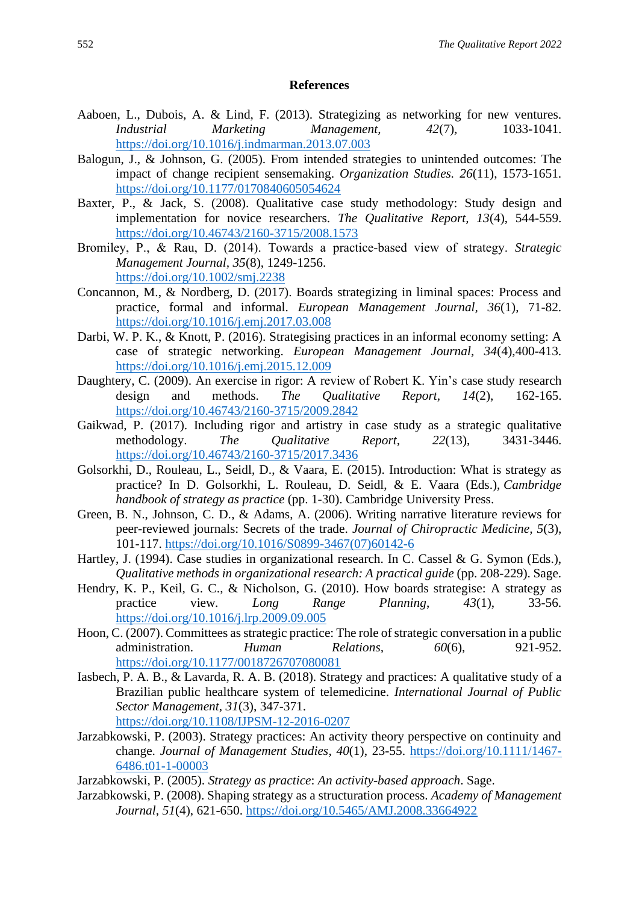## References

Aaboen, L., Dubois, A. & Lind, F. (2013). Strategizing as networking for new ventures. *Industrial Marketing Management, 42*(7), 1033-1041. https://doi.org/10.1016/j.indmarman.2013.07.003

Balogun, J., & Johnson, G. (2005). From intended strategies to unintended outcomes: The impact of change recipient sensemaking. *Organization Studies. 26*(11), 1573-1651. https://doi.org/10.1177/0170840605054624

Baxter, P., & Jack, S. (2008). Qualitative case study methodology: Study design and implementation for novice researchers. *The Qualitative Report, 13*(4), 544-559. https://doi.org/10.46743/2160-3715/2008.1573

Bromiley, P., & Rau, D. (2014). Towards a practice-based view of strategy. *Strategic Management Journal, 35*(8), 1249-1256. https://doi.org/10.1002/smj.2238

Concannon, M., & Nordberg, D. (2017). Boards strategizing in liminal spaces: Process and practice, formal and informal. *European Management Journal, 36*(1), 71-82. https://doi.org/10.1016/j.emj.2017.03.008

Darbi, W. P. K., & Knott, P. (2016). Strategising practices in an informal economy setting: A case of strategic networking. *European Management Journal, 34*(4),400-413. https://doi.org/10.1016/j.emj.2015.12.009

Daughtery, C. (2009). An exercise in rigor: A review of Robert K. Yin's case study research design and methods. *The Qualitative Report, 14*(2), 162-165. https://doi.org/10.46743/2160-3715/2009.2842

Gaikwad, P. (2017). Including rigor and artistry in case study as a strategic qualitative methodology. *The Qualitative Report, 22*(13), 3431-3446. https://doi.org/10.46743/2160-3715/2017.3436

Golsorkhi, D., Rouleau, L., Seidl, D., & Vaara, E. (2015). Introduction: What is strategy as practice? In D. Golsorkhi, L. Rouleau, D. Seidl, & E. Vaara (Eds.), *Cambridge handbook of strategy as practice* (pp. 1-30). Cambridge University Press.

Green, B. N., Johnson, C. D., & Adams, A. (2006). Writing narrative literature reviews for peer-reviewed journals: Secrets of the trade. *Journal of Chiropractic Medicine, 5*(3), 101-117. https://doi.org/10.1016/S0899-3467(07)60142-6

Hartley, J. (1994). Case studies in organizational research. In C. Cassel & G. Symon (Eds.), *Qualitative methods in organizational research: A practical guide* (pp. 208-229). Sage.

Hendry, K. P., Keil, G. C., & Nicholson, G. (2010). How boards strategise: A strategy as practice view. *Long Range Planning, 43*(1), 33-56. https://doi.org/10.1016/j.lrp.2009.09.005

Hoon, C. (2007). Committees as strategic practice: The role of strategic conversation in a public administration. *Human Relations, 60*(6), 921-952. https://doi.org/10.1177/0018726707080081

Iasbech, P. A. B., & Lavarda, R. A. B. (2018). Strategy and practices: A qualitative study of a Brazilian public healthcare system of telemedicine. *International Journal of Public Sector Management, 31*(3), 347-371. https://doi.org/10.1108/IJPSM-12-2016-0207

Jarzabkowski, P. (2003). Strategy practices: An activity theory perspective on continuity and change. *Journal of Management Studies, 40*(1), 23-55. https://doi.org/10.1111/1467-6486.t01-1-00003

Jarzabkowski, P. (2005). *Strategy as practice: An activity-based approach*. Sage.

Jarzabkowski, P. (2008). Shaping strategy as a structuration process. *Academy of Management Journal, 51*(4), 621-650. https://doi.org/10.5465/AMJ.2008.33664922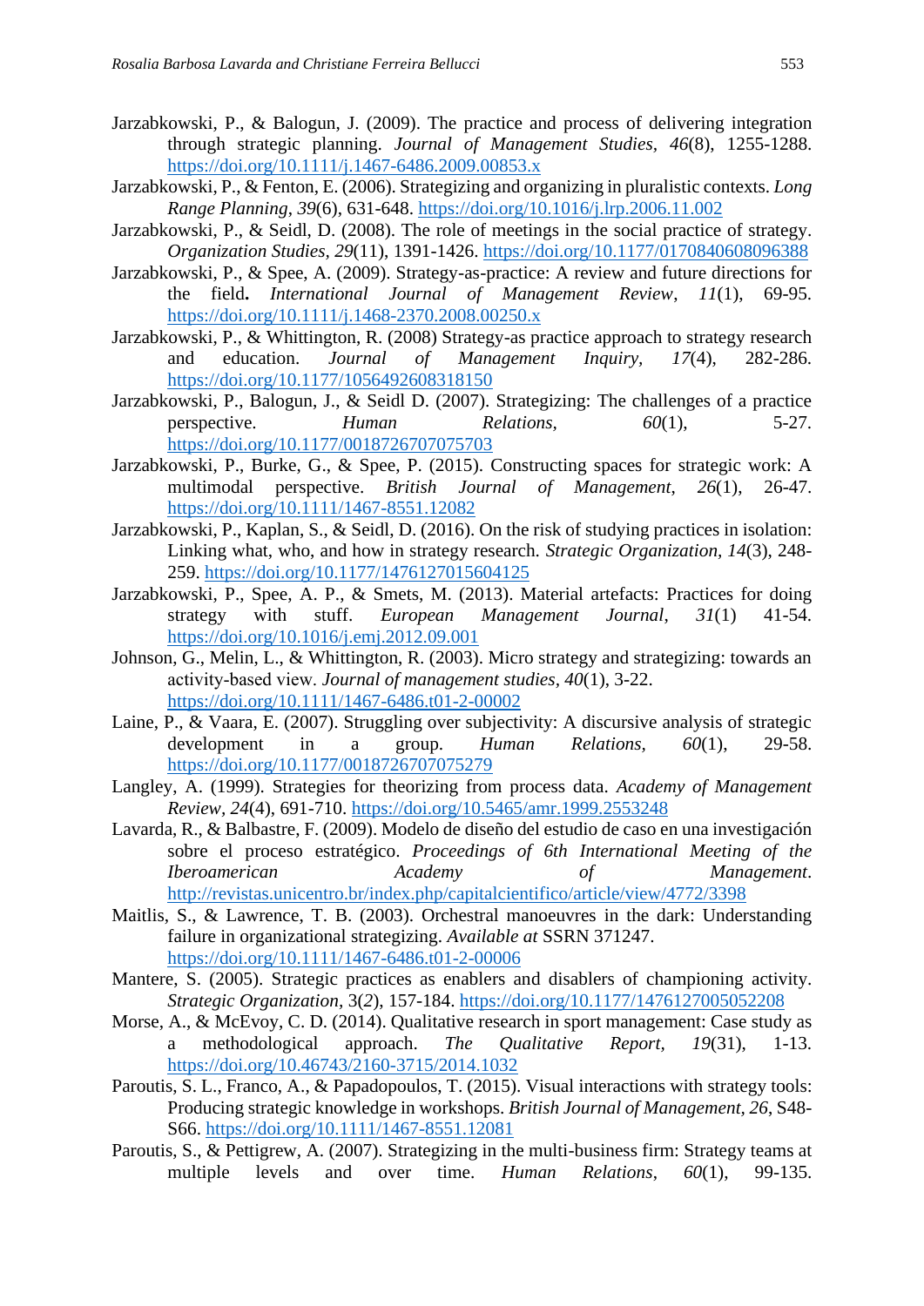Jarzabkowski, P., & Balogun, J. (2009). The practice and process of delivering integration through strategic planning. *Journal of Management Studies*, *46*(8), 1255-1288. https://doi.org/10.1111/j.1467-6486.2009.00853.x

Jarzabkowski, P., & Fenton, E. (2006). Strategizing and organizing in pluralistic contexts. *Long Range Planning*, *39*(6), 631-648. https://doi.org/10.1016/j.lrp.2006.11.002

Jarzabkowski, P., & Seidl, D. (2008). The role of meetings in the social practice of strategy. *Organization Studies*, *29*(11), 1391-1426. https://doi.org/10.1177/0170840608096388

Jarzabkowski, P., & Spee, A. (2009). Strategy-as-practice: A review and future directions for the field**.** *International Journal of Management Review*, *11*(1), 69-95. https://doi.org/10.1111/j.1468-2370.2008.00250.x

Jarzabkowski, P., & Whittington, R. (2008) Strategy-as practice approach to strategy research and education. *Journal of Management Inquiry*, *17*(4), 282-286. https://doi.org/10.1177/1056492608318150

Jarzabkowski, P., Balogun, J., & Seidl D. (2007). Strategizing: The challenges of a practice perspective. *Human Relations*, *60*(1), 5-27. https://doi.org/10.1177/0018726707075703

Jarzabkowski, P., Burke, G., & Spee, P. (2015). Constructing spaces for strategic work: A multimodal perspective. *British Journal of Management*, *26*(1), 26-47. https://doi.org/10.1111/1467-8551.12082

Jarzabkowski, P., Kaplan, S., & Seidl, D. (2016). On the risk of studying practices in isolation: Linking what, who, and how in strategy research. *Strategic Organization*, *14*(3), 248-259. https://doi.org/10.1177/1476127015604125

Jarzabkowski, P., Spee, A. P., & Smets, M. (2013). Material artefacts: Practices for doing strategy with stuff. *European Management Journal*, *31*(1) 41-54. https://doi.org/10.1016/j.emj.2012.09.001

Johnson, G., Melin, L., & Whittington, R. (2003). Micro strategy and strategizing: towards an activity-based view. *Journal of management studies*, *40*(1), 3-22. https://doi.org/10.1111/1467-6486.t01-2-00002

Laine, P., & Vaara, E. (2007). Struggling over subjectivity: A discursive analysis of strategic development in a group. *Human Relations*, *60*(1), 29-58. https://doi.org/10.1177/0018726707075279

Langley, A. (1999). Strategies for theorizing from process data. *Academy of Management Review*, *24*(4), 691-710. https://doi.org/10.5465/amr.1999.2553248

Lavarda, R., & Balbastre, F. (2009). Modelo de diseño del estudio de caso en una investigación sobre el proceso estratégico. *Proceedings of 6th International Meeting of the Iberoamerican Academy of Management*. http://revistas.unicentro.br/index.php/capitalcientifico/article/view/4772/3398

Maitlis, S., & Lawrence, T. B. (2003). Orchestral manoeuvres in the dark: Understanding failure in organizational strategizing. *Available at* SSRN 371247. https://doi.org/10.1111/1467-6486.t01-2-00006

Mantere, S. (2005). Strategic practices as enablers and disablers of championing activity. *Strategic Organization*, 3(*2*), 157-184. https://doi.org/10.1177/1476127005052208

Morse, A., & McEvoy, C. D. (2014). Qualitative research in sport management: Case study as a methodological approach. *The Qualitative Report*, *19*(31), 1-13. https://doi.org/10.46743/2160-3715/2014.1032

Paroutis, S. L., Franco, A., & Papadopoulos, T. (2015). Visual interactions with strategy tools: Producing strategic knowledge in workshops. *British Journal of Management*, *26*, S48-S66. https://doi.org/10.1111/1467-8551.12081

Paroutis, S., & Pettigrew, A. (2007). Strategizing in the multi-business firm: Strategy teams at multiple levels and over time. *Human Relations*, *60*(1), 99-135.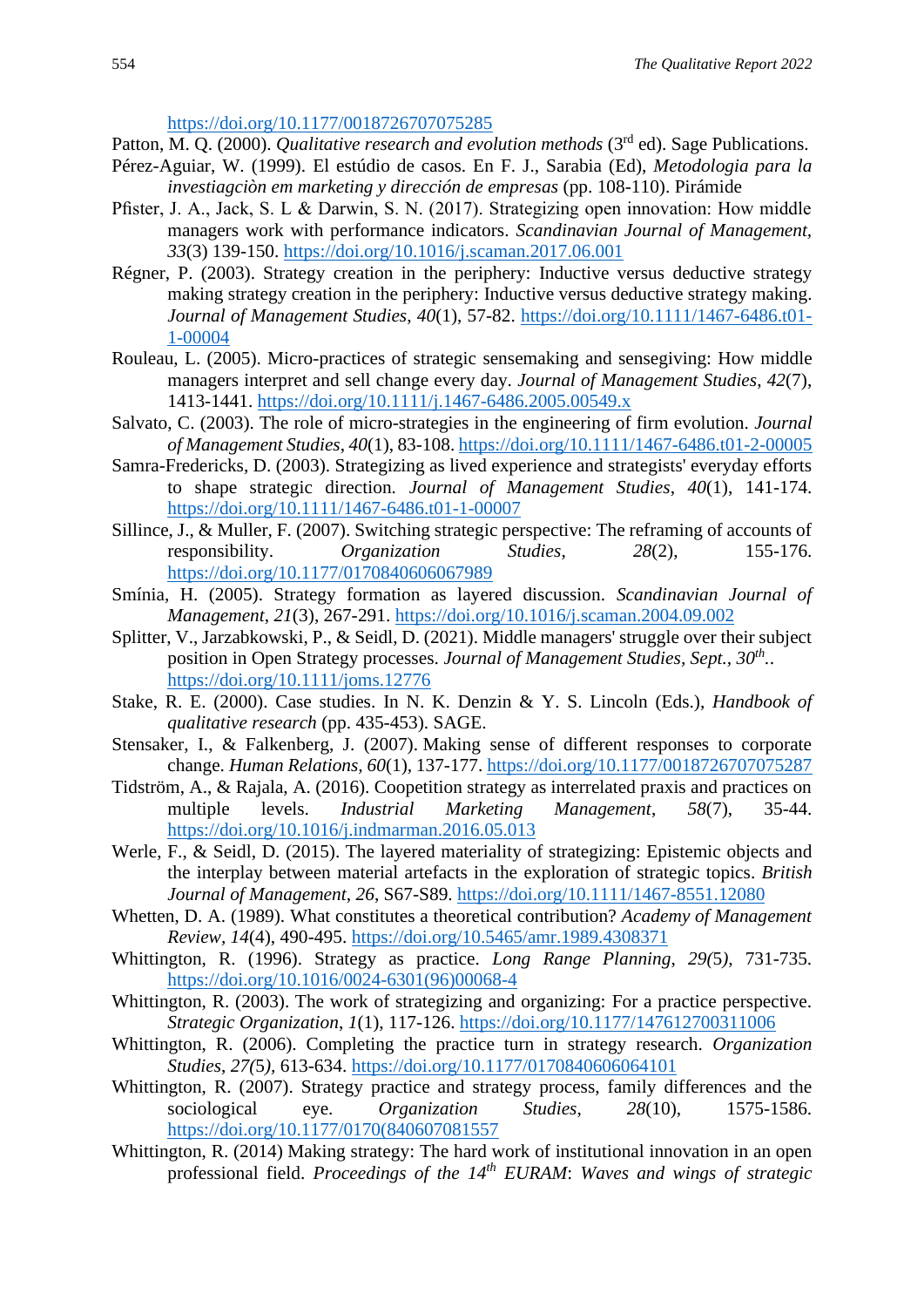https://doi.org/10.1177/0018726707075285

Patton, M. Q. (2000). *Qualitative research and evolution methods* (3rd ed). Sage Publications.

Pérez-Aguiar, W. (1999). El estúdio de casos. En F. J., Sarabia (Ed), *Metodologia para la investiagciòn em marketing y dirección de empresas* (pp. 108-110). Pirámide

Pfister, J. A., Jack, S. L & Darwin, S. N. (2017). Strategizing open innovation: How middle managers work with performance indicators. *Scandinavian Journal of Management, 33*(3) 139-150. https://doi.org/10.1016/j.scaman.2017.06.001

Régner, P. (2003). Strategy creation in the periphery: Inductive versus deductive strategy making strategy creation in the periphery: Inductive versus deductive strategy making. *Journal of Management Studies*, *40*(1), 57-82. https://doi.org/10.1111/1467-6486.t01-1-00004

Rouleau, L. (2005). Micro-practices of strategic sensemaking and sensegiving: How middle managers interpret and sell change every day. *Journal of Management Studies*, *42*(7), 1413-1441. https://doi.org/10.1111/j.1467-6486.2005.00549.x

Salvato, C. (2003). The role of micro-strategies in the engineering of firm evolution. *Journal of Management Studies*, *40*(1), 83-108. https://doi.org/10.1111/1467-6486.t01-2-00005

Samra-Fredericks, D. (2003). Strategizing as lived experience and strategists' everyday efforts to shape strategic direction. *Journal of Management Studies*, *40*(1), 141-174. https://doi.org/10.1111/1467-6486.t01-1-00007

Sillince, J., & Muller, F. (2007). Switching strategic perspective: The reframing of accounts of responsibility. *Organization Studies*, *28*(2), 155-176. https://doi.org/10.1177/0170840606067989

Smínia, H. (2005). Strategy formation as layered discussion. *Scandinavian Journal of Management*, *21*(3), 267-291. https://doi.org/10.1016/j.scaman.2004.09.002

Splitter, V., Jarzabkowski, P., & Seidl, D. (2021). Middle managers' struggle over their subject position in Open Strategy processes. *Journal of Management Studies*, *Sept., 30th*.. https://doi.org/10.1111/joms.12776

Stake, R. E. (2000). Case studies. In N. K. Denzin & Y. S. Lincoln (Eds.), *Handbook of qualitative research* (pp. 435-453). SAGE.

Stensaker, I., & Falkenberg, J. (2007). Making sense of different responses to corporate change. *Human Relations*, *60*(1), 137-177. https://doi.org/10.1177/0018726707075287

Tidström, A., & Rajala, A. (2016). Coopetition strategy as interrelated praxis and practices on multiple levels. *Industrial Marketing Management*, *58*(7), 35-44. https://doi.org/10.1016/j.indmarman.2016.05.013

Werle, F., & Seidl, D. (2015). The layered materiality of strategizing: Epistemic objects and the interplay between material artefacts in the exploration of strategic topics. *British Journal of Management*, *26*, S67-S89. https://doi.org/10.1111/1467-8551.12080

Whetten, D. A. (1989). What constitutes a theoretical contribution? *Academy of Management Review*, *14*(4), 490-495. https://doi.org/10.5465/amr.1989.4308371

Whittington, R. (1996). Strategy as practice. *Long Range Planning*, *29(*5*)*, 731-735. https://doi.org/10.1016/0024-6301(96)00068-4

Whittington, R. (2003). The work of strategizing and organizing: For a practice perspective. *Strategic Organization*, *1*(1), 117-126. https://doi.org/10.1177/147612700311006

Whittington, R. (2006). Completing the practice turn in strategy research. *Organization Studies*, *27(*5*)*, 613-634. https://doi.org/10.1177/0170840606064101

Whittington, R. (2007). Strategy practice and strategy process, family differences and the sociological eye. *Organization Studies*, *28*(10), 1575-1586. https://doi.org/10.1177/0170(840607081557

Whittington, R. (2014) Making strategy: The hard work of institutional innovation in an open professional field. *Proceedings of the 14th EURAM*: *Waves and wings of strategic*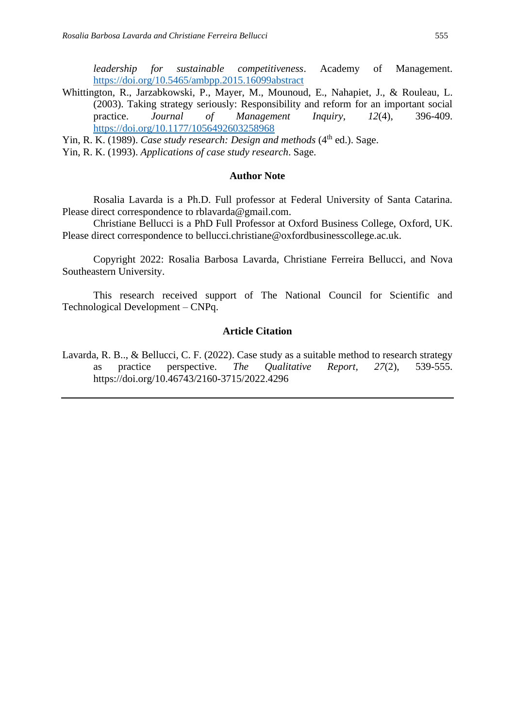*leadership for sustainable competitiveness*. Academy of Management. https://doi.org/10.5465/ambpp.2015.16099abstract

Whittington, R., Jarzabkowski, P., Mayer, M., Mounoud, E., Nahapiet, J., & Rouleau, L. (2003). Taking strategy seriously: Responsibility and reform for an important social practice. *Journal of Management Inquiry*, *12*(4), 396-409. https://doi.org/10.1177/1056492603258968

Yin, R. K. (1989). *Case study research: Design and methods* (4th ed.). Sage.

Yin, R. K. (1993). *Applications of case study research*. Sage.

## Author Note

Rosalia Lavarda is a Ph.D. Full professor at Federal University of Santa Catarina. Please direct correspondence to rblavarda@gmail.com.

Christiane Bellucci is a PhD Full Professor at Oxford Business College, Oxford, UK. Please direct correspondence to bellucci.christiane@oxfordbusinesscollege.ac.uk.

Copyright 2022: Rosalia Barbosa Lavarda, Christiane Ferreira Bellucci, and Nova Southeastern University.

This research received support of The National Council for Scientific and Technological Development – CNPq.

## Article Citation

Lavarda, R. B.., & Bellucci, C. F. (2022). Case study as a suitable method to research strategy as practice perspective. *The Qualitative Report*, *27*(2), 539-555. https://doi.org/10.46743/2160-3715/2022.4296